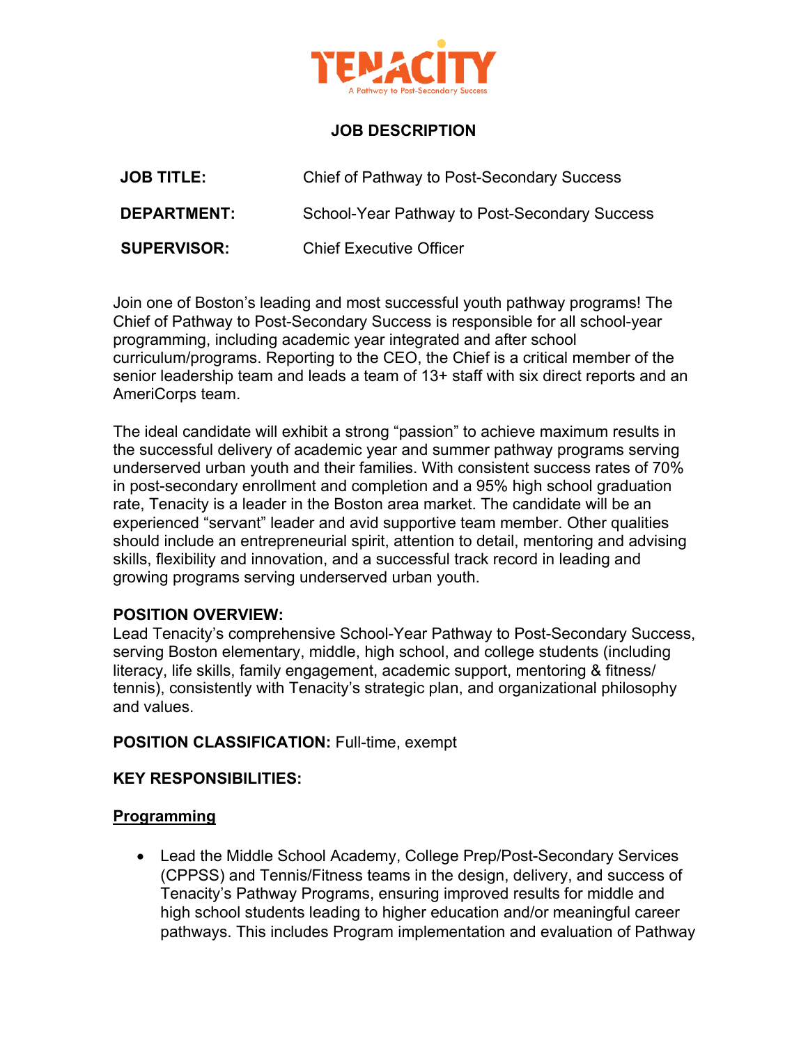TENACITY

A Pathway to Post-Secondary Success

# JOB DESCRIPTION

**JOB TITLE:** Chief of Pathway to Post-Secondary Success

**DEPARTMENT:** School-Year Pathway to Post-Secondary Success

**SUPERVISOR:** Chief Executive Officer

Join one of Boston's leading and most successful youth pathway programs! The Chief of Pathway to Post-Secondary Success is responsible for all school-year programming, including academic year integrated and after school curriculum/programs. Reporting to the CEO, the Chief is a critical member of the senior leadership team and leads a team of 13+ staff with six direct reports and an AmeriCorps team.

The ideal candidate will exhibit a strong "passion" to achieve maximum results in the successful delivery of academic year and summer pathway programs serving underserved urban youth and their families. With consistent success rates of 70% in post-secondary enrollment and completion and a 95% high school graduation rate, Tenacity is a leader in the Boston area market. The candidate will be an experienced "servant" leader and avid supportive team member. Other qualities should include an entrepreneurial spirit, attention to detail, mentoring and advising skills, flexibility and innovation, and a successful track record in leading and growing programs serving underserved urban youth.

**POSITION OVERVIEW:**
Lead Tenacity's comprehensive School-Year Pathway to Post-Secondary Success, serving Boston elementary, middle, high school, and college students (including literacy, life skills, family engagement, academic support, mentoring & fitness/ tennis), consistently with Tenacity's strategic plan, and organizational philosophy and values.

**POSITION CLASSIFICATION:** Full-time, exempt

**KEY RESPONSIBILITIES:**

**<u>Programming</u>**

- Lead the Middle School Academy, College Prep/Post-Secondary Services (CPPSS) and Tennis/Fitness teams in the design, delivery, and success of Tenacity's Pathway Programs, ensuring improved results for middle and high school students leading to higher education and/or meaningful career pathways. This includes Program implementation and evaluation of Pathway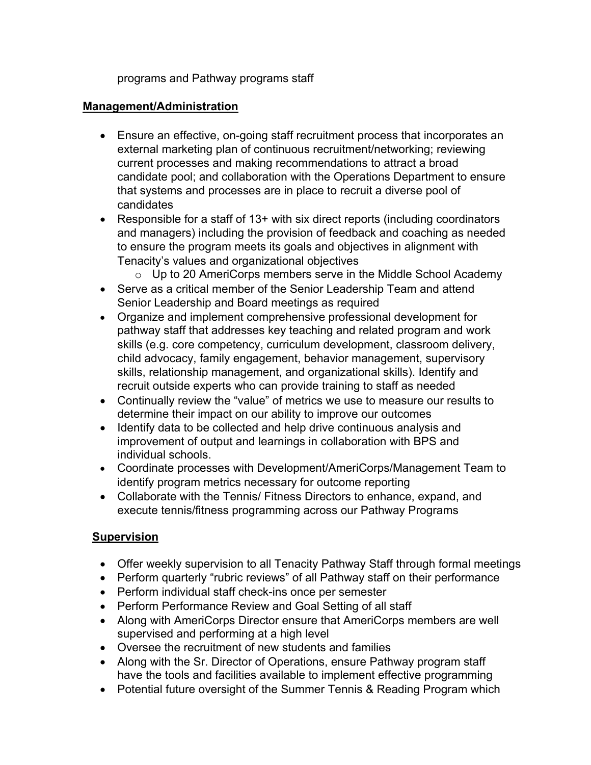programs and Pathway programs staff

**Management/Administration**

- Ensure an effective, on-going staff recruitment process that incorporates an external marketing plan of continuous recruitment/networking; reviewing current processes and making recommendations to attract a broad candidate pool; and collaboration with the Operations Department to ensure that systems and processes are in place to recruit a diverse pool of candidates
- Responsible for a staff of 13+ with six direct reports (including coordinators and managers) including the provision of feedback and coaching as needed to ensure the program meets its goals and objectives in alignment with Tenacity's values and organizational objectives
    - Up to 20 AmeriCorps members serve in the Middle School Academy
- Serve as a critical member of the Senior Leadership Team and attend Senior Leadership and Board meetings as required
- Organize and implement comprehensive professional development for pathway staff that addresses key teaching and related program and work skills (e.g. core competency, curriculum development, classroom delivery, child advocacy, family engagement, behavior management, supervisory skills, relationship management, and organizational skills). Identify and recruit outside experts who can provide training to staff as needed
- Continually review the "value" of metrics we use to measure our results to determine their impact on our ability to improve our outcomes
- Identify data to be collected and help drive continuous analysis and improvement of output and learnings in collaboration with BPS and individual schools.
- Coordinate processes with Development/AmeriCorps/Management Team to identify program metrics necessary for outcome reporting
- Collaborate with the Tennis/ Fitness Directors to enhance, expand, and execute tennis/fitness programming across our Pathway Programs

**Supervision**

- Offer weekly supervision to all Tenacity Pathway Staff through formal meetings
- Perform quarterly "rubric reviews" of all Pathway staff on their performance
- Perform individual staff check-ins once per semester
- Perform Performance Review and Goal Setting of all staff
- Along with AmeriCorps Director ensure that AmeriCorps members are well supervised and performing at a high level
- Oversee the recruitment of new students and families
- Along with the Sr. Director of Operations, ensure Pathway program staff have the tools and facilities available to implement effective programming
- Potential future oversight of the Summer Tennis & Reading Program which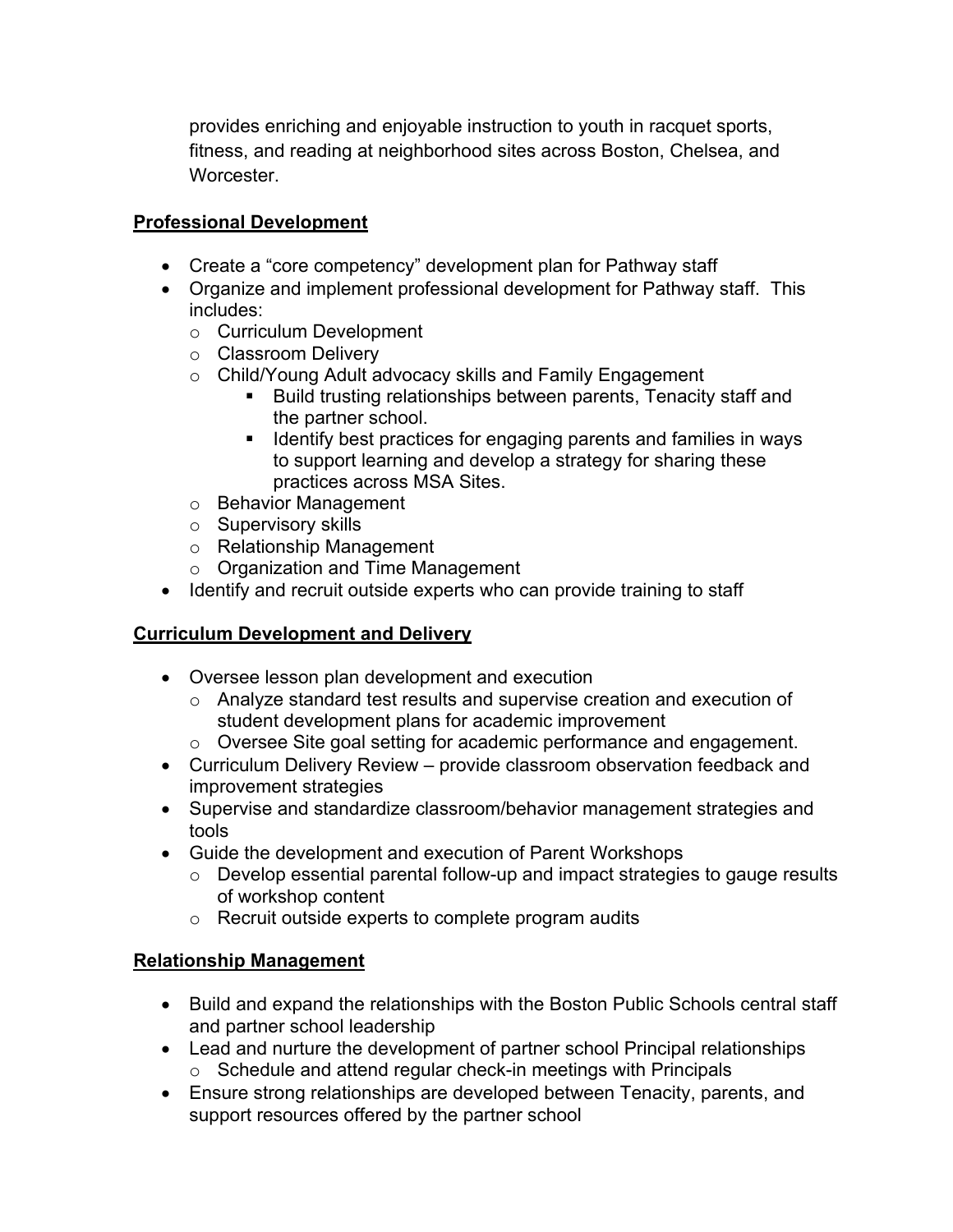provides enriching and enjoyable instruction to youth in racquet sports, fitness, and reading at neighborhood sites across Boston, Chelsea, and Worcester.

## Professional Development

- Create a "core competency" development plan for Pathway staff
- Organize and implement professional development for Pathway staff. This includes:
  - Curriculum Development
  - Classroom Delivery
  - Child/Young Adult advocacy skills and Family Engagement
    - Build trusting relationships between parents, Tenacity staff and the partner school.
    - Identify best practices for engaging parents and families in ways to support learning and develop a strategy for sharing these practices across MSA Sites.
  - Behavior Management
  - Supervisory skills
  - Relationship Management
  - Organization and Time Management
- Identify and recruit outside experts who can provide training to staff

## Curriculum Development and Delivery

- Oversee lesson plan development and execution
  - Analyze standard test results and supervise creation and execution of student development plans for academic improvement
  - Oversee Site goal setting for academic performance and engagement.
- Curriculum Delivery Review – provide classroom observation feedback and improvement strategies
- Supervise and standardize classroom/behavior management strategies and tools
- Guide the development and execution of Parent Workshops
  - Develop essential parental follow-up and impact strategies to gauge results of workshop content
  - Recruit outside experts to complete program audits

## Relationship Management

- Build and expand the relationships with the Boston Public Schools central staff and partner school leadership
- Lead and nurture the development of partner school Principal relationships
  - Schedule and attend regular check-in meetings with Principals
- Ensure strong relationships are developed between Tenacity, parents, and support resources offered by the partner school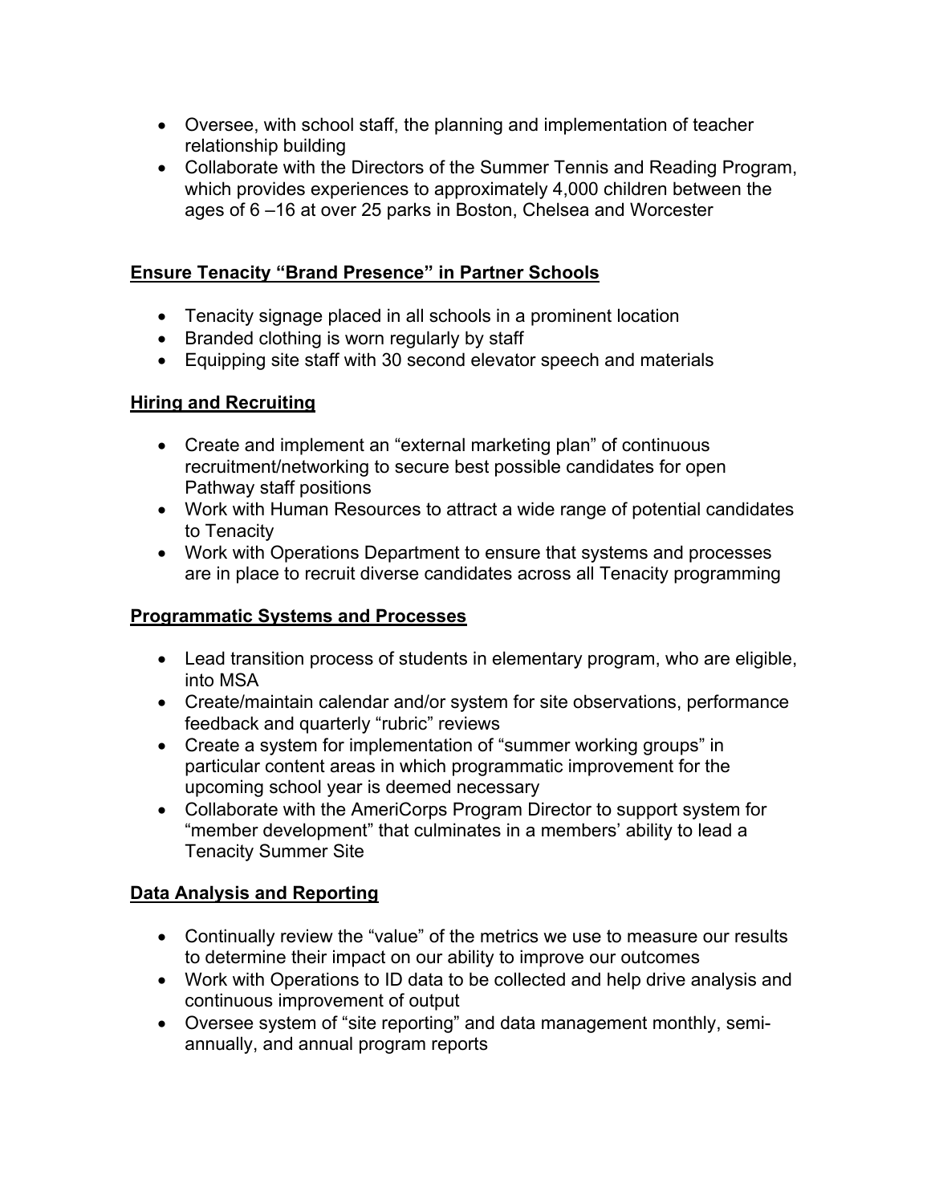- Oversee, with school staff, the planning and implementation of teacher relationship building
- Collaborate with the Directors of the Summer Tennis and Reading Program, which provides experiences to approximately 4,000 children between the ages of 6 –16 at over 25 parks in Boston, Chelsea and Worcester

**Ensure Tenacity "Brand Presence" in Partner Schools**

- Tenacity signage placed in all schools in a prominent location
- Branded clothing is worn regularly by staff
- Equipping site staff with 30 second elevator speech and materials

**Hiring and Recruiting**

- Create and implement an "external marketing plan" of continuous recruitment/networking to secure best possible candidates for open Pathway staff positions
- Work with Human Resources to attract a wide range of potential candidates to Tenacity
- Work with Operations Department to ensure that systems and processes are in place to recruit diverse candidates across all Tenacity programming

**Programmatic Systems and Processes**

- Lead transition process of students in elementary program, who are eligible, into MSA
- Create/maintain calendar and/or system for site observations, performance feedback and quarterly "rubric" reviews
- Create a system for implementation of "summer working groups" in particular content areas in which programmatic improvement for the upcoming school year is deemed necessary
- Collaborate with the AmeriCorps Program Director to support system for "member development" that culminates in a members' ability to lead a Tenacity Summer Site

**Data Analysis and Reporting**

- Continually review the "value" of the metrics we use to measure our results to determine their impact on our ability to improve our outcomes
- Work with Operations to ID data to be collected and help drive analysis and continuous improvement of output
- Oversee system of "site reporting" and data management monthly, semi-annually, and annual program reports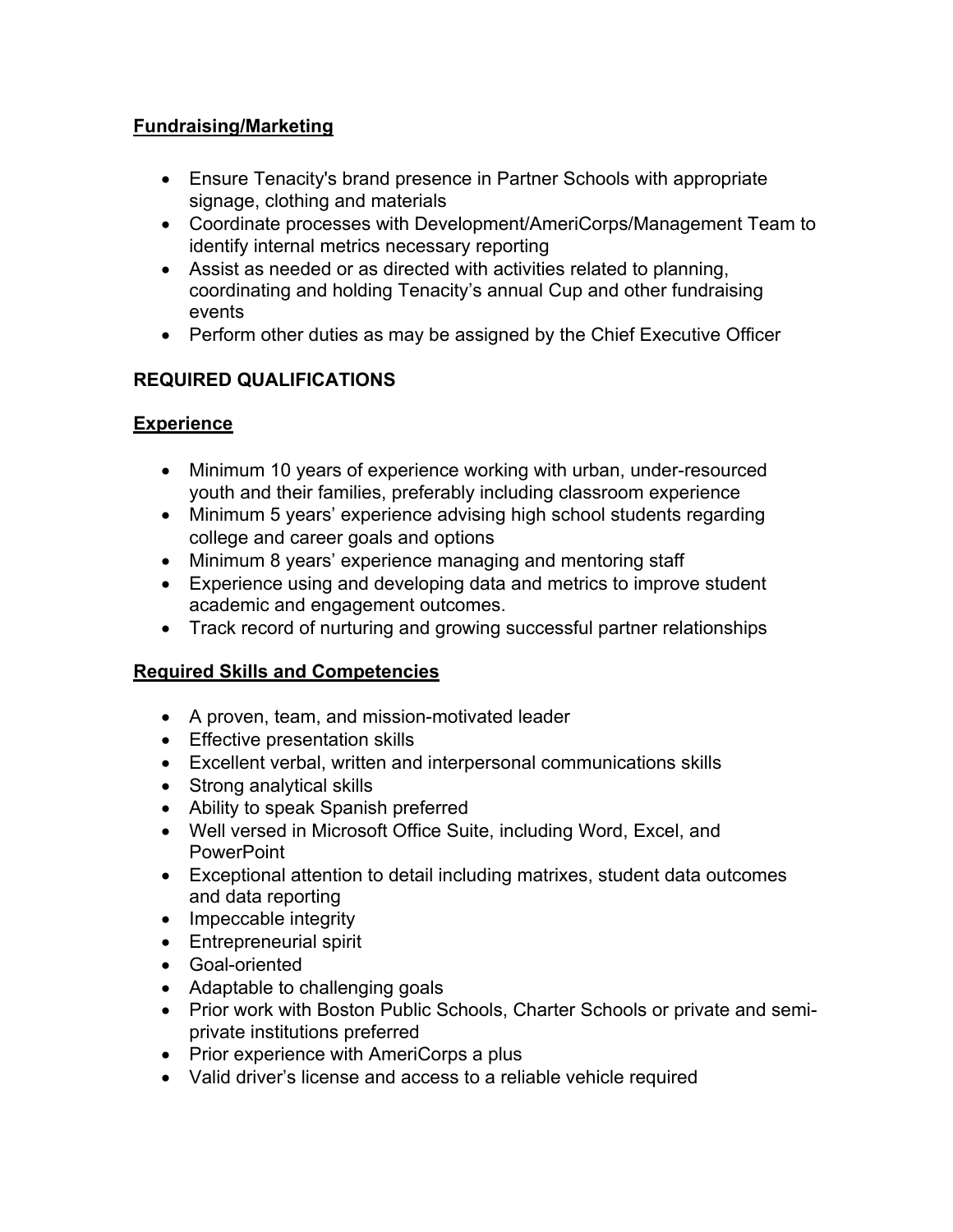**Fundraising/Marketing**

- Ensure Tenacity's brand presence in Partner Schools with appropriate signage, clothing and materials
- Coordinate processes with Development/AmeriCorps/Management Team to identify internal metrics necessary reporting
- Assist as needed or as directed with activities related to planning, coordinating and holding Tenacity's annual Cup and other fundraising events
- Perform other duties as may be assigned by the Chief Executive Officer

## REQUIRED QUALIFICATIONS

**Experience**

- Minimum 10 years of experience working with urban, under-resourced youth and their families, preferably including classroom experience
- Minimum 5 years' experience advising high school students regarding college and career goals and options
- Minimum 8 years' experience managing and mentoring staff
- Experience using and developing data and metrics to improve student academic and engagement outcomes.
- Track record of nurturing and growing successful partner relationships

**Required Skills and Competencies**

- A proven, team, and mission-motivated leader
- Effective presentation skills
- Excellent verbal, written and interpersonal communications skills
- Strong analytical skills
- Ability to speak Spanish preferred
- Well versed in Microsoft Office Suite, including Word, Excel, and PowerPoint
- Exceptional attention to detail including matrixes, student data outcomes and data reporting
- Impeccable integrity
- Entrepreneurial spirit
- Goal-oriented
- Adaptable to challenging goals
- Prior work with Boston Public Schools, Charter Schools or private and semi-private institutions preferred
- Prior experience with AmeriCorps a plus
- Valid driver's license and access to a reliable vehicle required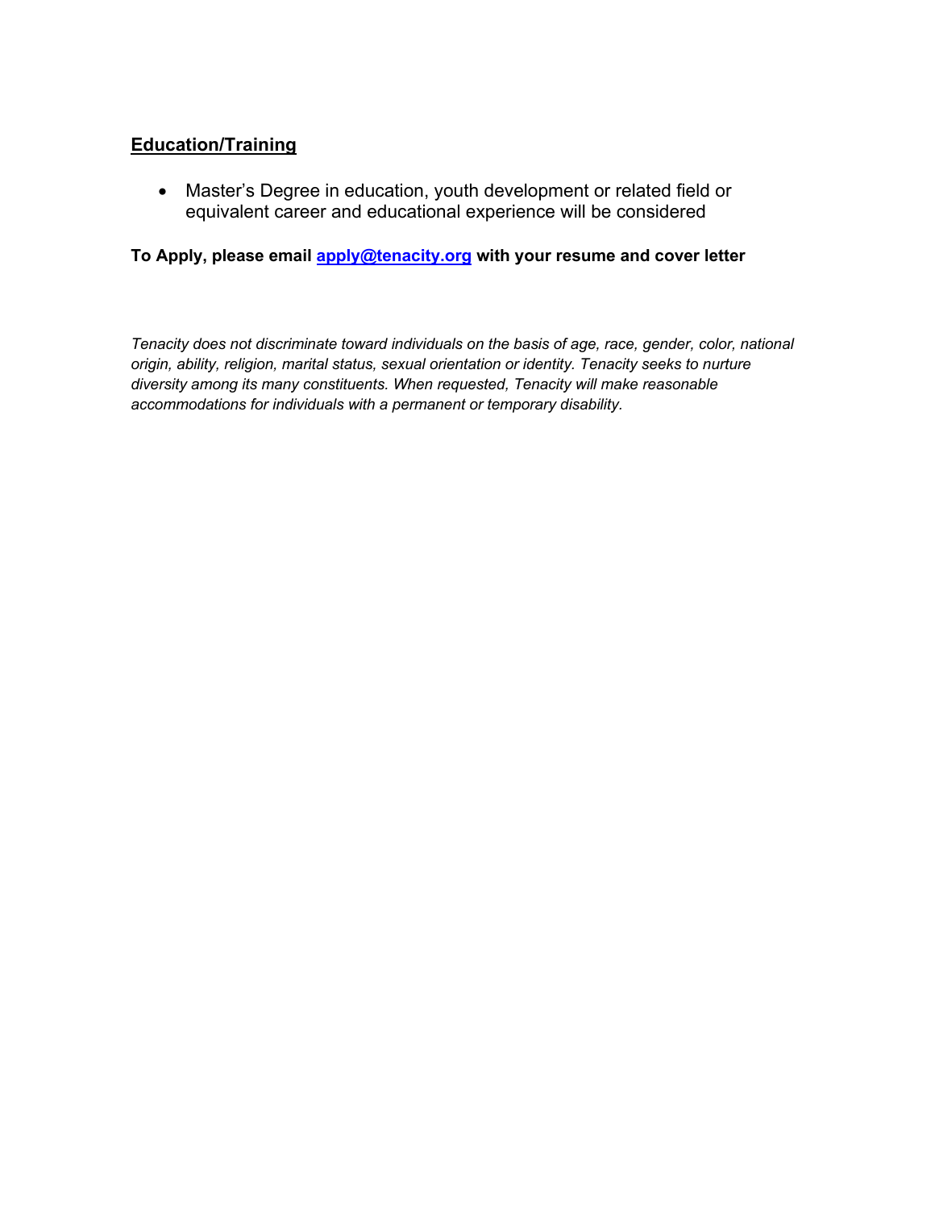## **Education/Training**

- Master's Degree in education, youth development or related field or equivalent career and educational experience will be considered

**To Apply, please email [apply@tenacity.org](mailto:apply@tenacity.org) with your resume and cover letter**

*Tenacity does not discriminate toward individuals on the basis of age, race, gender, color, national origin, ability, religion, marital status, sexual orientation or identity. Tenacity seeks to nurture diversity among its many constituents. When requested, Tenacity will make reasonable accommodations for individuals with a permanent or temporary disability.*